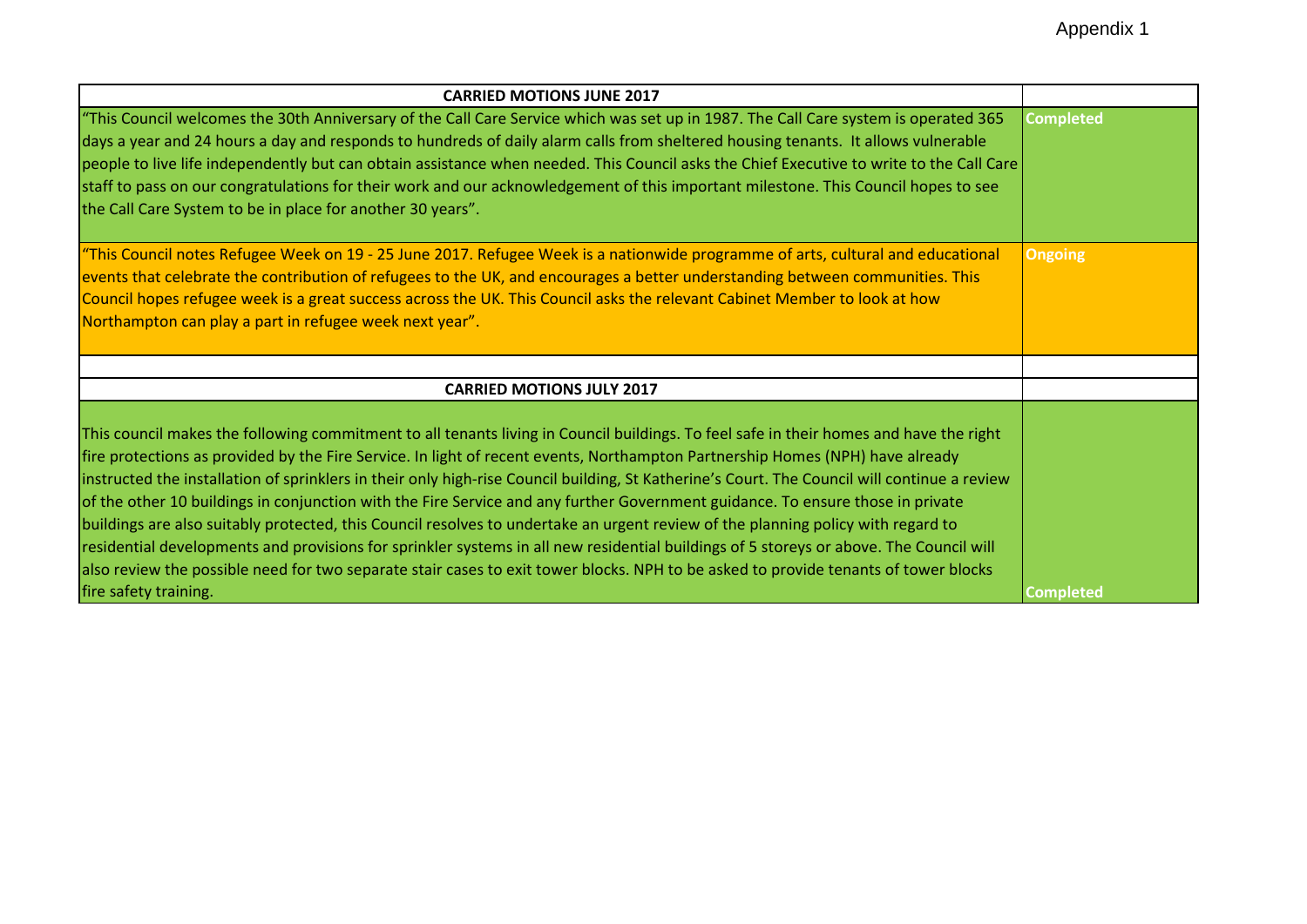Appendix 1

| CARRIED MOTIONS JUNE 2017 | |
|---|---|
| "This Council welcomes the 30th Anniversary of the Call Care Service which was set up in 1987. The Call Care system is operated 365 days a year and 24 hours a day and responds to hundreds of daily alarm calls from sheltered housing tenants. It allows vulnerable people to live life independently but can obtain assistance when needed. This Council asks the Chief Executive to write to the Call Care staff to pass on our congratulations for their work and our acknowledgement of this important milestone. This Council hopes to see the Call Care System to be in place for another 30 years". | Completed |
| "This Council notes Refugee Week on 19 - 25 June 2017. Refugee Week is a nationwide programme of arts, cultural and educational events that celebrate the contribution of refugees to the UK, and encourages a better understanding between communities. This Council hopes refugee week is a great success across the UK. This Council asks the relevant Cabinet Member to look at how Northampton can play a part in refugee week next year". | Ongoing |
| | |
| **CARRIED MOTIONS JULY 2017** | |
| This council makes the following commitment to all tenants living in Council buildings. To feel safe in their homes and have the right fire protections as provided by the Fire Service. In light of recent events, Northampton Partnership Homes (NPH) have already instructed the installation of sprinklers in their only high-rise Council building, St Katherine's Court. The Council will continue a review of the other 10 buildings in conjunction with the Fire Service and any further Government guidance. To ensure those in private buildings are also suitably protected, this Council resolves to undertake an urgent review of the planning policy with regard to residential developments and provisions for sprinkler systems in all new residential buildings of 5 storeys or above. The Council will also review the possible need for two separate stair cases to exit tower blocks. NPH to be asked to provide tenants of tower blocks fire safety training. | Completed |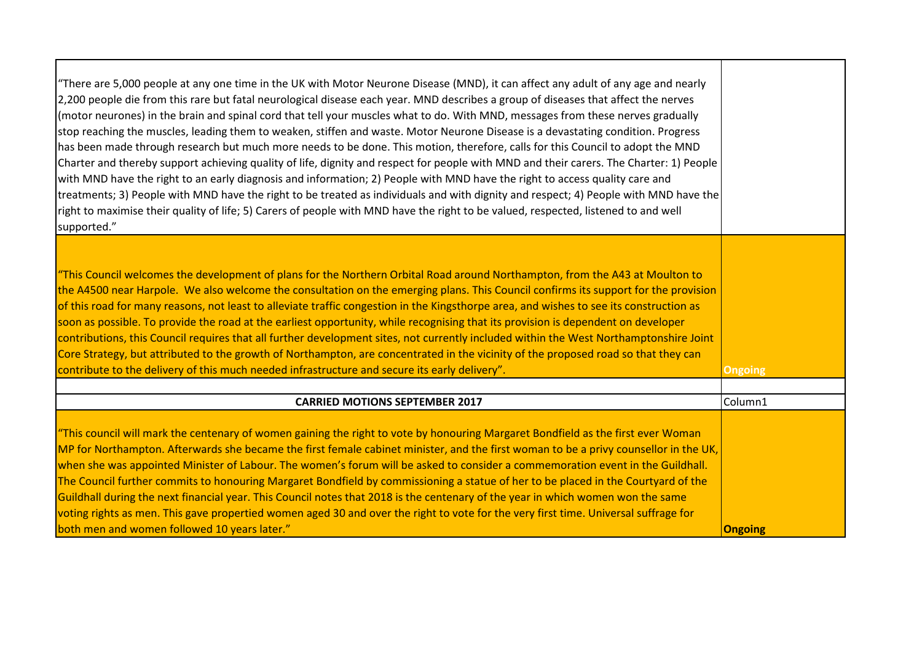| | |
|---|---|
| "There are 5,000 people at any one time in the UK with Motor Neurone Disease (MND), it can affect any adult of any age and nearly 2,200 people die from this rare but fatal neurological disease each year. MND describes a group of diseases that affect the nerves (motor neurones) in the brain and spinal cord that tell your muscles what to do. With MND, messages from these nerves gradually stop reaching the muscles, leading them to weaken, stiffen and waste. Motor Neurone Disease is a devastating condition. Progress has been made through research but much more needs to be done. This motion, therefore, calls for this Council to adopt the MND Charter and thereby support achieving quality of life, dignity and respect for people with MND and their carers. The Charter: 1) People with MND have the right to an early diagnosis and information; 2) People with MND have the right to access quality care and treatments; 3) People with MND have the right to be treated as individuals and with dignity and respect; 4) People with MND have the right to maximise their quality of life; 5) Carers of people with MND have the right to be valued, respected, listened to and well supported." | |
| "This Council welcomes the development of plans for the Northern Orbital Road around Northampton, from the A43 at Moulton to the A4500 near Harpole. We also welcome the consultation on the emerging plans. This Council confirms its support for the provision of this road for many reasons, not least to alleviate traffic congestion in the Kingsthorpe area, and wishes to see its construction as soon as possible. To provide the road at the earliest opportunity, while recognising that its provision is dependent on developer contributions, this Council requires that all further development sites, not currently included within the West Northamptonshire Joint Core Strategy, but attributed to the growth of Northampton, are concentrated in the vicinity of the proposed road so that they can contribute to the delivery of this much needed infrastructure and secure its early delivery". | **Ongoing** |
| | |
| **CARRIED MOTIONS SEPTEMBER 2017** | Column1 |
| "This council will mark the centenary of women gaining the right to vote by honouring Margaret Bondfield as the first ever Woman MP for Northampton. Afterwards she became the first female cabinet minister, and the first woman to be a privy counsellor in the UK, when she was appointed Minister of Labour. The women's forum will be asked to consider a commemoration event in the Guildhall. The Council further commits to honouring Margaret Bondfield by commissioning a statue of her to be placed in the Courtyard of the Guildhall during the next financial year. This Council notes that 2018 is the centenary of the year in which women won the same voting rights as men. This gave propertied women aged 30 and over the right to vote for the very first time. Universal suffrage for both men and women followed 10 years later." | **Ongoing** |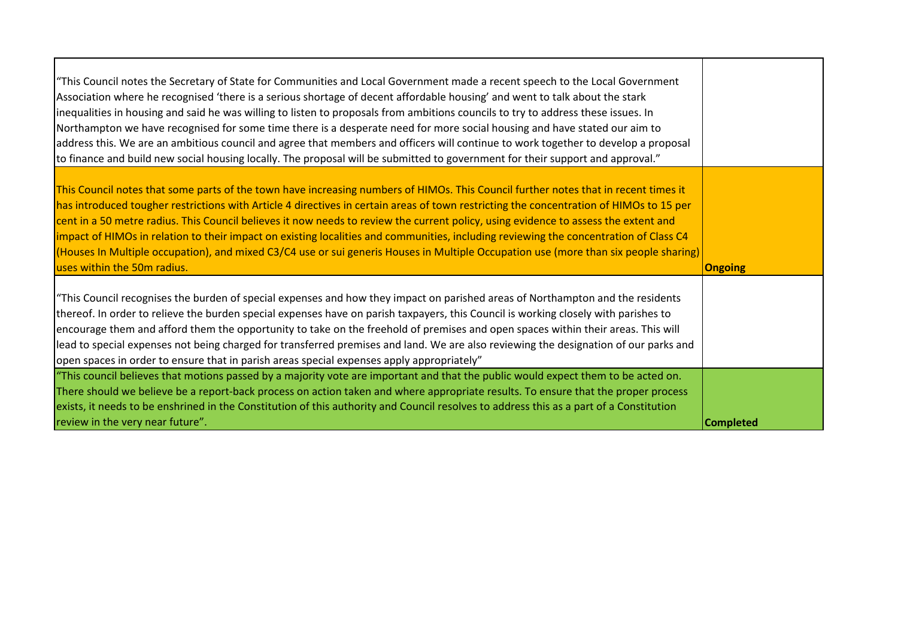| | |
|---|---|
| "This Council notes the Secretary of State for Communities and Local Government made a recent speech to the Local Government Association where he recognised 'there is a serious shortage of decent affordable housing' and went to talk about the stark inequalities in housing and said he was willing to listen to proposals from ambitions councils to try to address these issues. In Northampton we have recognised for some time there is a desperate need for more social housing and have stated our aim to address this. We are an ambitious council and agree that members and officers will continue to work together to develop a proposal to finance and build new social housing locally. The proposal will be submitted to government for their support and approval." | |
| This Council notes that some parts of the town have increasing numbers of HIMOs. This Council further notes that in recent times it has introduced tougher restrictions with Article 4 directives in certain areas of town restricting the concentration of HIMOs to 15 per cent in a 50 metre radius. This Council believes it now needs to review the current policy, using evidence to assess the extent and impact of HIMOs in relation to their impact on existing localities and communities, including reviewing the concentration of Class C4 (Houses In Multiple occupation), and mixed C3/C4 use or sui generis Houses in Multiple Occupation use (more than six people sharing) uses within the 50m radius. | **Ongoing** |
| "This Council recognises the burden of special expenses and how they impact on parished areas of Northampton and the residents thereof. In order to relieve the burden special expenses have on parish taxpayers, this Council is working closely with parishes to encourage them and afford them the opportunity to take on the freehold of premises and open spaces within their areas. This will lead to special expenses not being charged for transferred premises and land. We are also reviewing the designation of our parks and open spaces in order to ensure that in parish areas special expenses apply appropriately" | |
| "This council believes that motions passed by a majority vote are important and that the public would expect them to be acted on. There should we believe be a report-back process on action taken and where appropriate results. To ensure that the proper process exists, it needs to be enshrined in the Constitution of this authority and Council resolves to address this as a part of a Constitution review in the very near future". | **Completed** |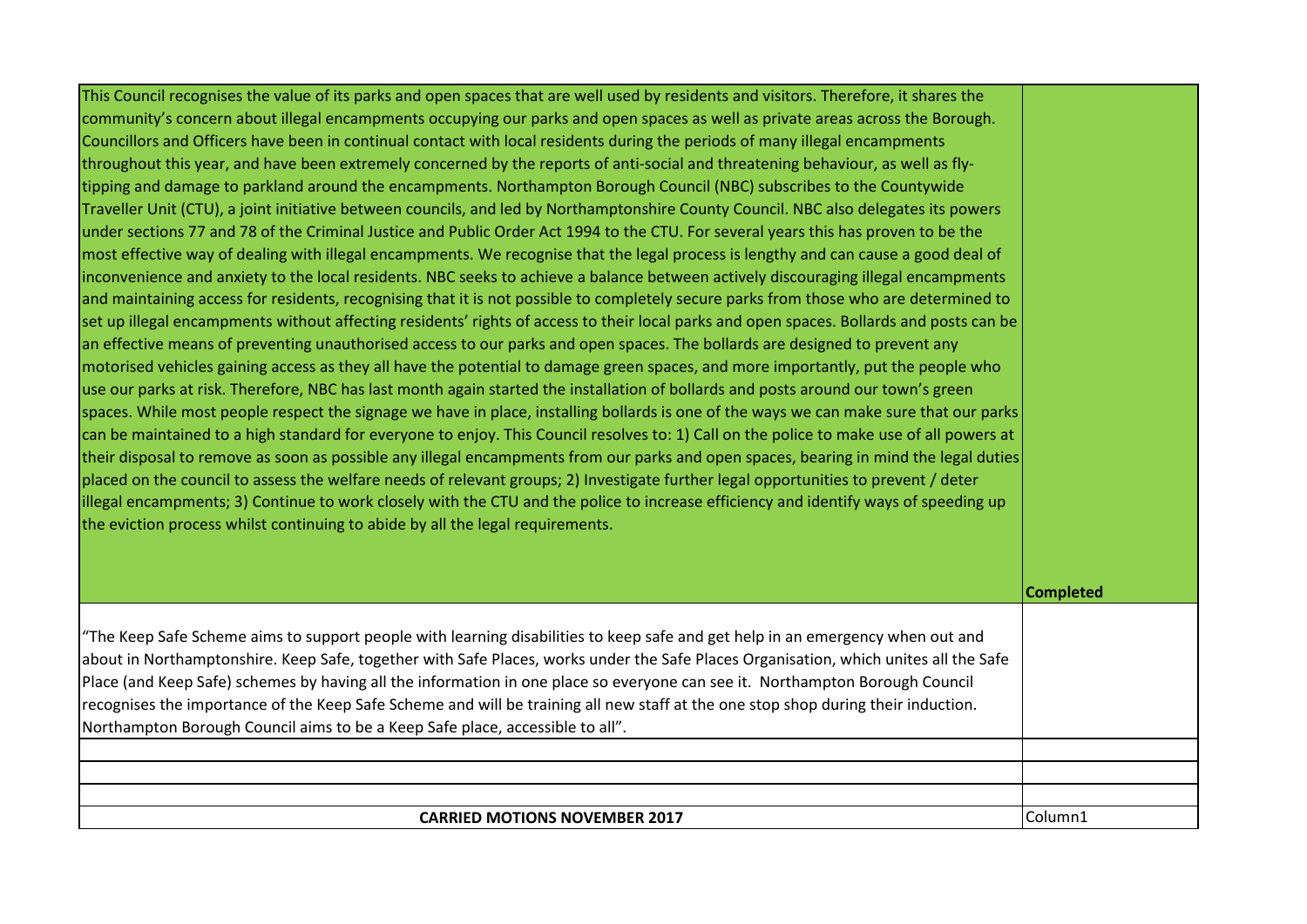| | |
|---|---|
| This Council recognises the value of its parks and open spaces that are well used by residents and visitors. Therefore, it shares the community's concern about illegal encampments occupying our parks and open spaces as well as private areas across the Borough. Councillors and Officers have been in continual contact with local residents during the periods of many illegal encampments throughout this year, and have been extremely concerned by the reports of anti-social and threatening behaviour, as well as fly-tipping and damage to parkland around the encampments. Northampton Borough Council (NBC) subscribes to the Countywide Traveller Unit (CTU), a joint initiative between councils, and led by Northamptonshire County Council. NBC also delegates its powers under sections 77 and 78 of the Criminal Justice and Public Order Act 1994 to the CTU. For several years this has proven to be the most effective way of dealing with illegal encampments. We recognise that the legal process is lengthy and can cause a good deal of inconvenience and anxiety to the local residents. NBC seeks to achieve a balance between actively discouraging illegal encampments and maintaining access for residents, recognising that it is not possible to completely secure parks from those who are determined to set up illegal encampments without affecting residents' rights of access to their local parks and open spaces. Bollards and posts can be an effective means of preventing unauthorised access to our parks and open spaces. The bollards are designed to prevent any motorised vehicles gaining access as they all have the potential to damage green spaces, and more importantly, put the people who use our parks at risk. Therefore, NBC has last month again started the installation of bollards and posts around our town's green spaces. While most people respect the signage we have in place, installing bollards is one of the ways we can make sure that our parks can be maintained to a high standard for everyone to enjoy. This Council resolves to: 1) Call on the police to make use of all powers at their disposal to remove as soon as possible any illegal encampments from our parks and open spaces, bearing in mind the legal duties placed on the council to assess the welfare needs of relevant groups; 2) Investigate further legal opportunities to prevent / deter illegal encampments; 3) Continue to work closely with the CTU and the police to increase efficiency and identify ways of speeding up the eviction process whilst continuing to abide by all the legal requirements. | **Completed** |
| "The Keep Safe Scheme aims to support people with learning disabilities to keep safe and get help in an emergency when out and about in Northamptonshire. Keep Safe, together with Safe Places, works under the Safe Places Organisation, which unites all the Safe Place (and Keep Safe) schemes by having all the information in one place so everyone can see it. Northampton Borough Council recognises the importance of the Keep Safe Scheme and will be training all new staff at the one stop shop during their induction. Northampton Borough Council aims to be a Keep Safe place, accessible to all". | |
| | |
| | |
| | |
| **CARRIED MOTIONS NOVEMBER 2017** | Column1 |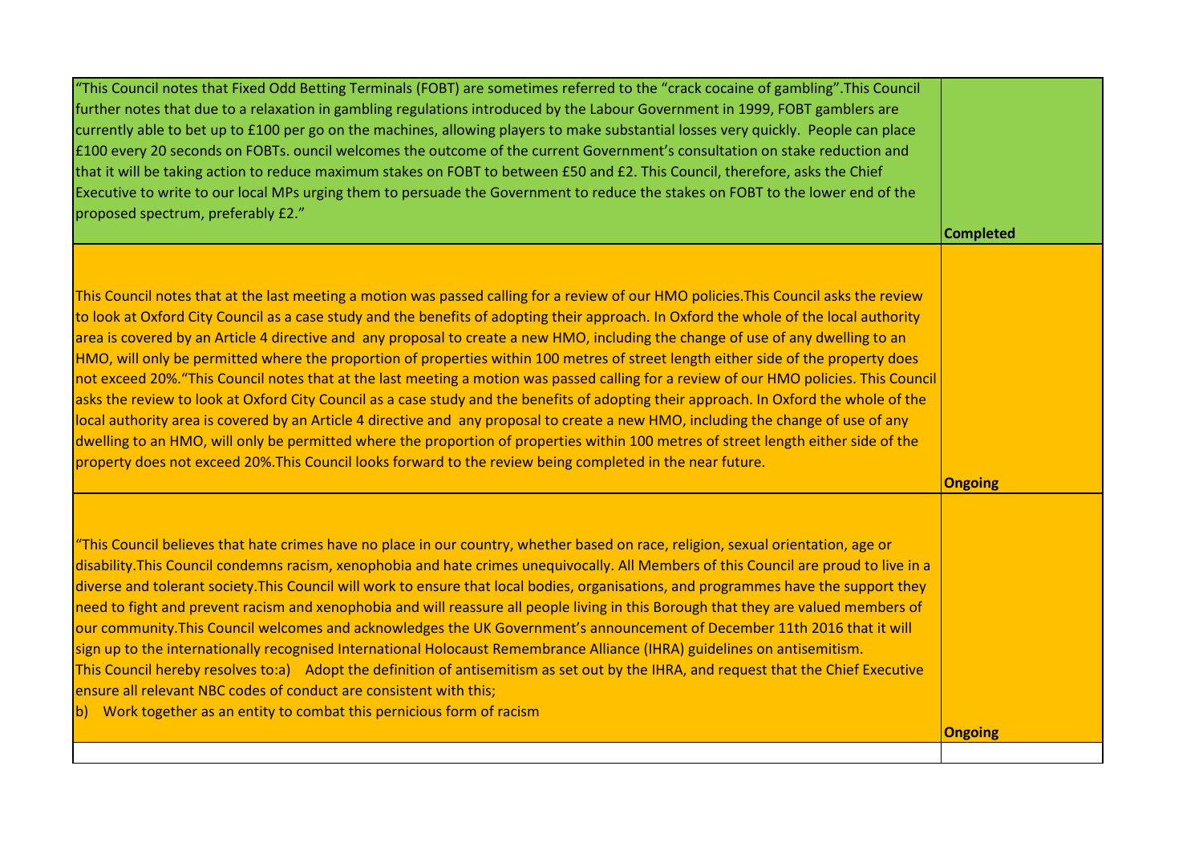| | |
|---|---|
| "This Council notes that Fixed Odd Betting Terminals (FOBT) are sometimes referred to the "crack cocaine of gambling".This Council further notes that due to a relaxation in gambling regulations introduced by the Labour Government in 1999, FOBT gamblers are currently able to bet up to £100 per go on the machines, allowing players to make substantial losses very quickly. People can place £100 every 20 seconds on FOBTs. ouncil welcomes the outcome of the current Government's consultation on stake reduction and that it will be taking action to reduce maximum stakes on FOBT to between £50 and £2. This Council, therefore, asks the Chief Executive to write to our local MPs urging them to persuade the Government to reduce the stakes on FOBT to the lower end of the proposed spectrum, preferably £2." | **Completed** |
| This Council notes that at the last meeting a motion was passed calling for a review of our HMO policies.This Council asks the review to look at Oxford City Council as a case study and the benefits of adopting their approach. In Oxford the whole of the local authority area is covered by an Article 4 directive and any proposal to create a new HMO, including the change of use of any dwelling to an HMO, will only be permitted where the proportion of properties within 100 metres of street length either side of the property does not exceed 20%."This Council notes that at the last meeting a motion was passed calling for a review of our HMO policies. This Council asks the review to look at Oxford City Council as a case study and the benefits of adopting their approach. In Oxford the whole of the local authority area is covered by an Article 4 directive and any proposal to create a new HMO, including the change of use of any dwelling to an HMO, will only be permitted where the proportion of properties within 100 metres of street length either side of the property does not exceed 20%.This Council looks forward to the review being completed in the near future. | **Ongoing** |
| "This Council believes that hate crimes have no place in our country, whether based on race, religion, sexual orientation, age or disability.This Council condemns racism, xenophobia and hate crimes unequivocally. All Members of this Council are proud to live in a diverse and tolerant society.This Council will work to ensure that local bodies, organisations, and programmes have the support they need to fight and prevent racism and xenophobia and will reassure all people living in this Borough that they are valued members of our community.This Council welcomes and acknowledges the UK Government's announcement of December 11th 2016 that it will sign up to the internationally recognised International Holocaust Remembrance Alliance (IHRA) guidelines on antisemitism.<br>This Council hereby resolves to:a) Adopt the definition of antisemitism as set out by the IHRA, and request that the Chief Executive ensure all relevant NBC codes of conduct are consistent with this;<br>b) Work together as an entity to combat this pernicious form of racism | **Ongoing** |
| | |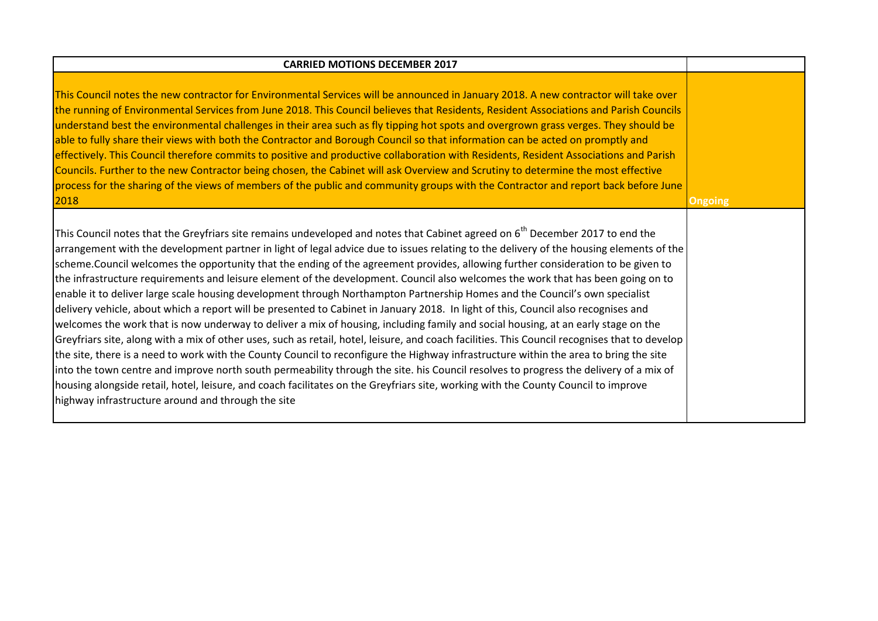| CARRIED MOTIONS DECEMBER 2017 | |
|---|---|
| This Council notes the new contractor for Environmental Services will be announced in January 2018. A new contractor will take over the running of Environmental Services from June 2018. This Council believes that Residents, Resident Associations and Parish Councils understand best the environmental challenges in their area such as fly tipping hot spots and overgrown grass verges. They should be able to fully share their views with both the Contractor and Borough Council so that information can be acted on promptly and effectively. This Council therefore commits to positive and productive collaboration with Residents, Resident Associations and Parish Councils. Further to the new Contractor being chosen, the Cabinet will ask Overview and Scrutiny to determine the most effective process for the sharing of the views of members of the public and community groups with the Contractor and report back before June 2018 | Ongoing |
| This Council notes that the Greyfriars site remains undeveloped and notes that Cabinet agreed on 6th December 2017 to end the arrangement with the development partner in light of legal advice due to issues relating to the delivery of the housing elements of the scheme.Council welcomes the opportunity that the ending of the agreement provides, allowing further consideration to be given to the infrastructure requirements and leisure element of the development. Council also welcomes the work that has been going on to enable it to deliver large scale housing development through Northampton Partnership Homes and the Council's own specialist delivery vehicle, about which a report will be presented to Cabinet in January 2018. In light of this, Council also recognises and welcomes the work that is now underway to deliver a mix of housing, including family and social housing, at an early stage on the Greyfriars site, along with a mix of other uses, such as retail, hotel, leisure, and coach facilities. This Council recognises that to develop the site, there is a need to work with the County Council to reconfigure the Highway infrastructure within the area to bring the site into the town centre and improve north south permeability through the site. his Council resolves to progress the delivery of a mix of housing alongside retail, hotel, leisure, and coach facilitates on the Greyfriars site, working with the County Council to improve highway infrastructure around and through the site | |